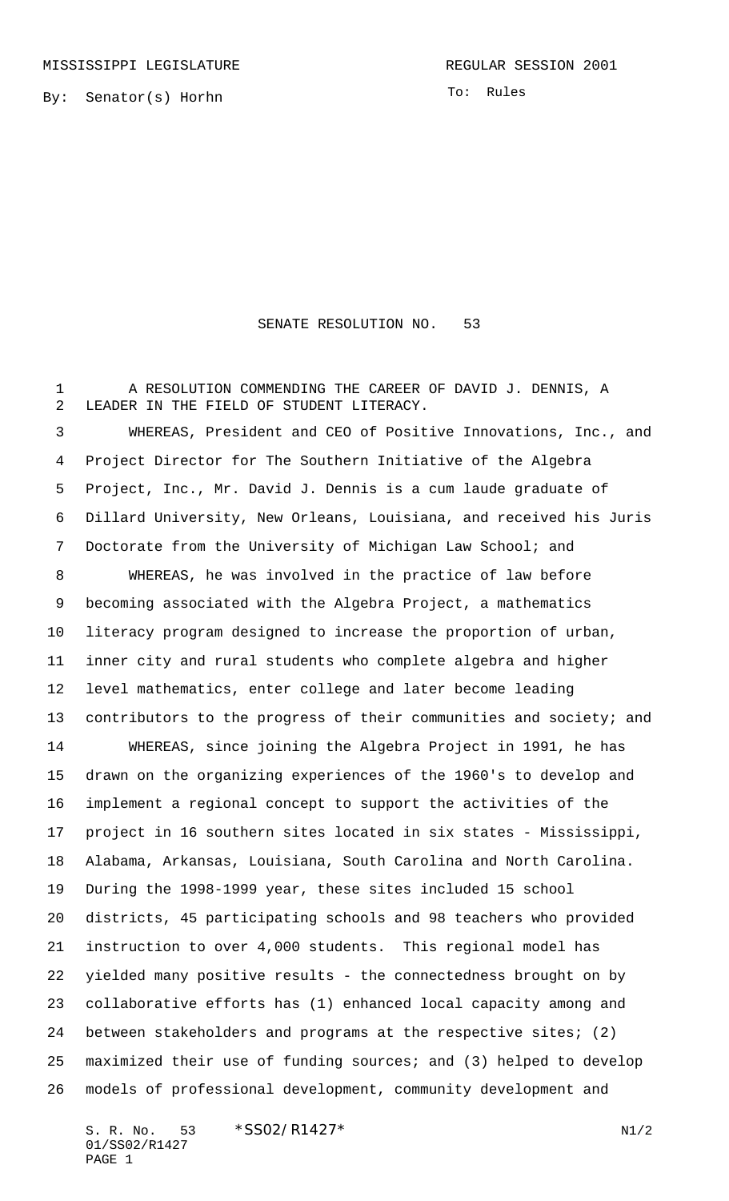MISSISSIPPI LEGISLATURE REGULAR SESSION 2001

By: Senator(s) Horhn

To: Rules

# SENATE RESOLUTION NO. 53

A RESOLUTION COMMENDING THE CAREER OF DAVID J. DENNIS, A LEADER IN THE FIELD OF STUDENT LITERACY.

WHEREAS, President and CEO of Positive Innovations, Inc., and Project Director for The Southern Initiative of the Algebra Project, Inc., Mr. David J. Dennis is a cum laude graduate of Dillard University, New Orleans, Louisiana, and received his Juris Doctorate from the University of Michigan Law School; and

WHEREAS, he was involved in the practice of law before becoming associated with the Algebra Project, a mathematics literacy program designed to increase the proportion of urban, inner city and rural students who complete algebra and higher level mathematics, enter college and later become leading contributors to the progress of their communities and society; and

WHEREAS, since joining the Algebra Project in 1991, he has drawn on the organizing experiences of the 1960's to develop and implement a regional concept to support the activities of the project in 16 southern sites located in six states - Mississippi, Alabama, Arkansas, Louisiana, South Carolina and North Carolina. During the 1998-1999 year, these sites included 15 school districts, 45 participating schools and 98 teachers who provided instruction to over 4,000 students. This regional model has yielded many positive results - the connectedness brought on by collaborative efforts has (1) enhanced local capacity among and between stakeholders and programs at the respective sites; (2) maximized their use of funding sources; and (3) helped to develop models of professional development, community development and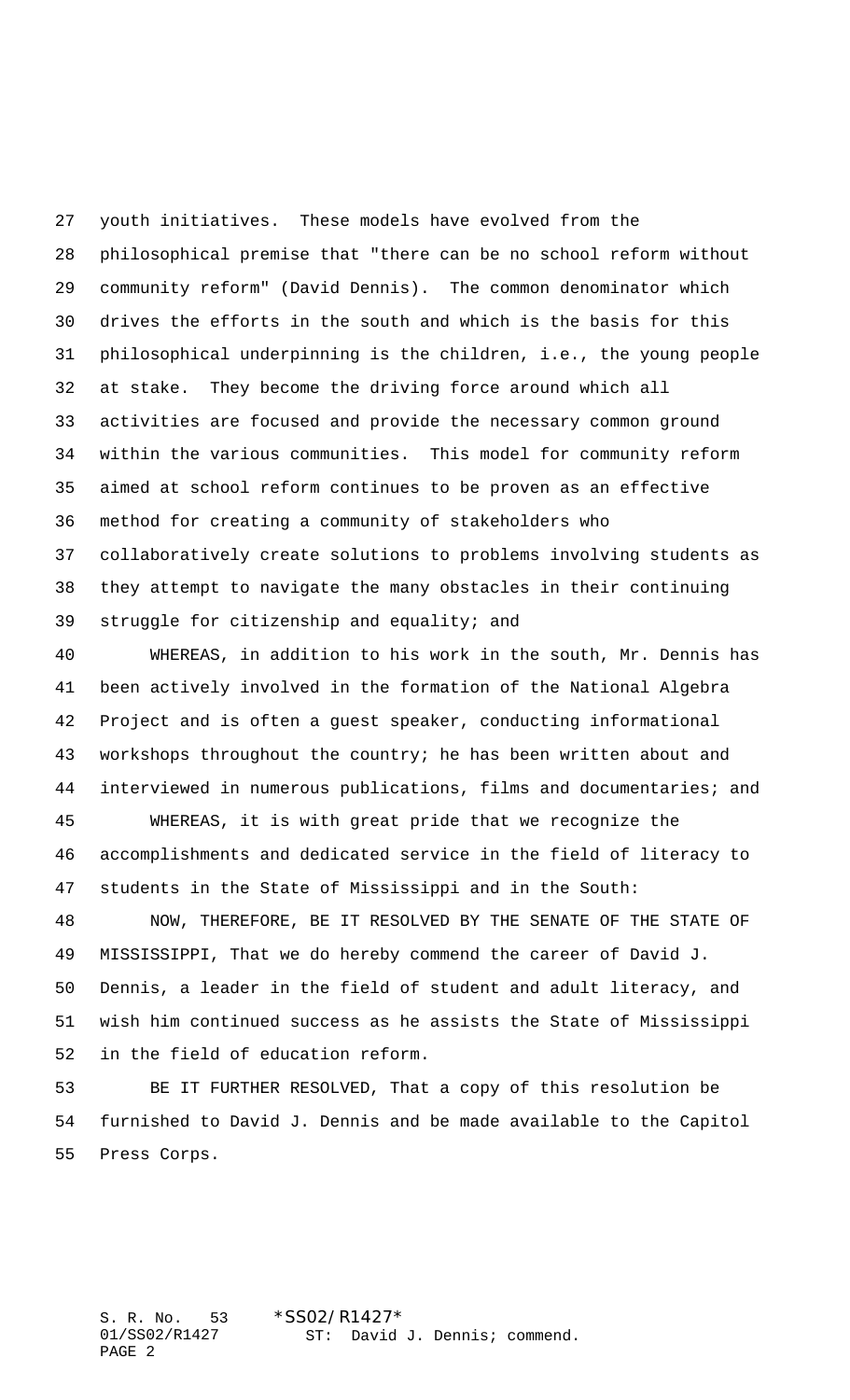youth initiatives. These models have evolved from the philosophical premise that "there can be no school reform without community reform" (David Dennis). The common denominator which drives the efforts in the south and which is the basis for this philosophical underpinning is the children, i.e., the young people at stake. They become the driving force around which all activities are focused and provide the necessary common ground within the various communities. This model for community reform aimed at school reform continues to be proven as an effective method for creating a community of stakeholders who collaboratively create solutions to problems involving students as they attempt to navigate the many obstacles in their continuing struggle for citizenship and equality; and

WHEREAS, in addition to his work in the south, Mr. Dennis has been actively involved in the formation of the National Algebra Project and is often a guest speaker, conducting informational workshops throughout the country; he has been written about and interviewed in numerous publications, films and documentaries; and

WHEREAS, it is with great pride that we recognize the accomplishments and dedicated service in the field of literacy to students in the State of Mississippi and in the South:

NOW, THEREFORE, BE IT RESOLVED BY THE SENATE OF THE STATE OF MISSISSIPPI, That we do hereby commend the career of David J. Dennis, a leader in the field of student and adult literacy, and wish him continued success as he assists the State of Mississippi in the field of education reform.

BE IT FURTHER RESOLVED, That a copy of this resolution be furnished to David J. Dennis and be made available to the Capitol Press Corps.